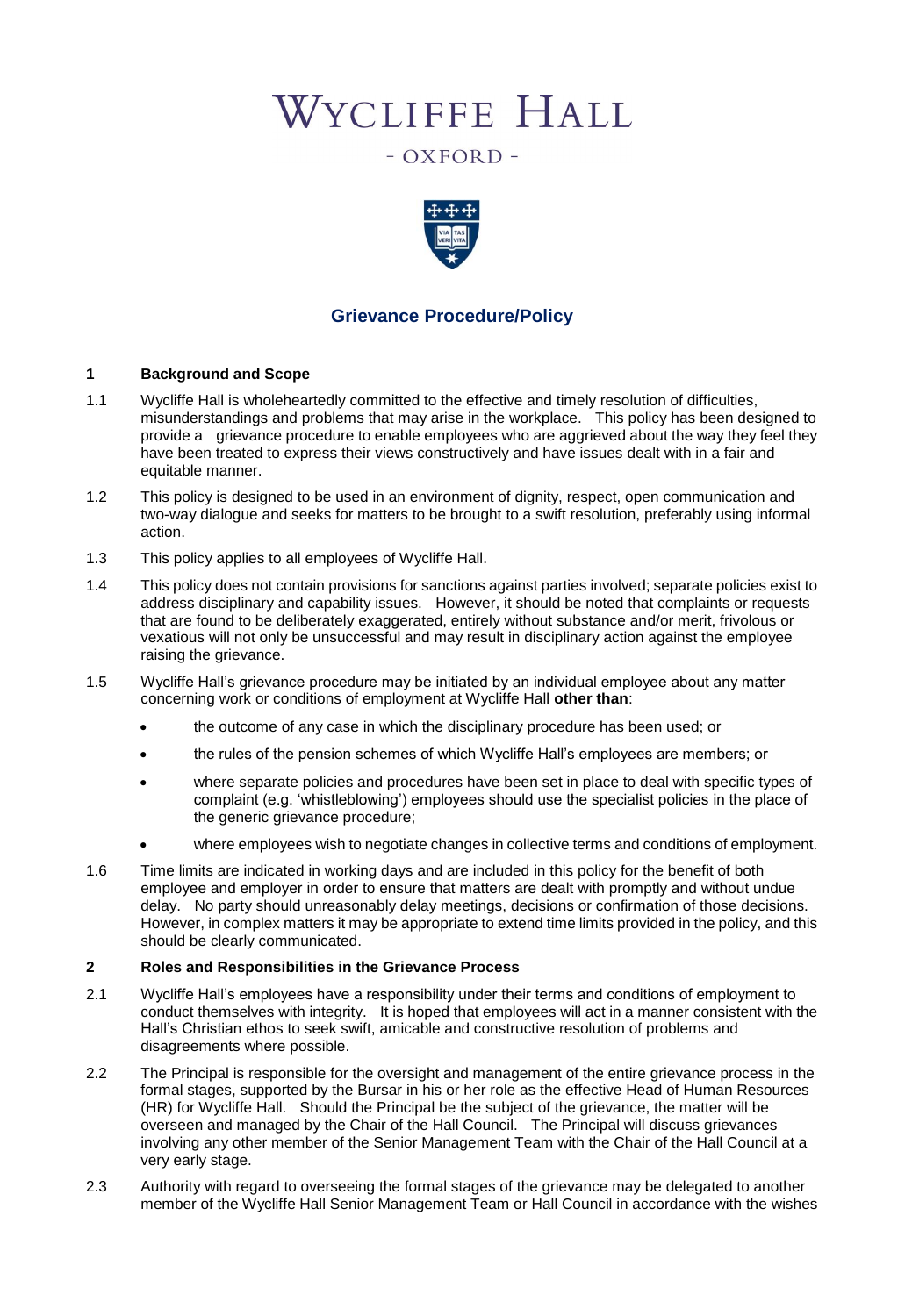# WYCLIFFE HALL

- OXFORD -

## Grievance Procedure/Policy

### 1 Background and Scope

1.1 Wycliffe Hall is wholeheartedly committed to the effective and timely resolution of difficulties, misunderstandings and problems that may arise in the workplace. This policy has been designed to provide a grievance procedure to enable employees who are aggrieved about the way they feel they have been treated to express their views constructively and have issues dealt with in a fair and equitable manner.

1.2 This policy is designed to be used in an environment of dignity, respect, open communication and two-way dialogue and seeks for matters to be brought to a swift resolution, preferably using informal action.

1.3 This policy applies to all employees of Wycliffe Hall.

1.4 This policy does not contain provisions for sanctions against parties involved; separate policies exist to address disciplinary and capability issues. However, it should be noted that complaints or requests that are found to be deliberately exaggerated, entirely without substance and/or merit, frivolous or vexatious will not only be unsuccessful and may result in disciplinary action against the employee raising the grievance.

1.5 Wycliffe Hall's grievance procedure may be initiated by an individual employee about any matter concerning work or conditions of employment at Wycliffe Hall **other than**:

- the outcome of any case in which the disciplinary procedure has been used; or
- the rules of the pension schemes of which Wycliffe Hall's employees are members; or
- where separate policies and procedures have been set in place to deal with specific types of complaint (e.g. 'whistleblowing') employees should use the specialist policies in the place of the generic grievance procedure;
- where employees wish to negotiate changes in collective terms and conditions of employment.

1.6 Time limits are indicated in working days and are included in this policy for the benefit of both employee and employer in order to ensure that matters are dealt with promptly and without undue delay. No party should unreasonably delay meetings, decisions or confirmation of those decisions. However, in complex matters it may be appropriate to extend time limits provided in the policy, and this should be clearly communicated.

### 2 Roles and Responsibilities in the Grievance Process

2.1 Wycliffe Hall's employees have a responsibility under their terms and conditions of employment to conduct themselves with integrity. It is hoped that employees will act in a manner consistent with the Hall's Christian ethos to seek swift, amicable and constructive resolution of problems and disagreements where possible.

2.2 The Principal is responsible for the oversight and management of the entire grievance process in the formal stages, supported by the Bursar in his or her role as the effective Head of Human Resources (HR) for Wycliffe Hall. Should the Principal be the subject of the grievance, the matter will be overseen and managed by the Chair of the Hall Council. The Principal will discuss grievances involving any other member of the Senior Management Team with the Chair of the Hall Council at a very early stage.

2.3 Authority with regard to overseeing the formal stages of the grievance may be delegated to another member of the Wycliffe Hall Senior Management Team or Hall Council in accordance with the wishes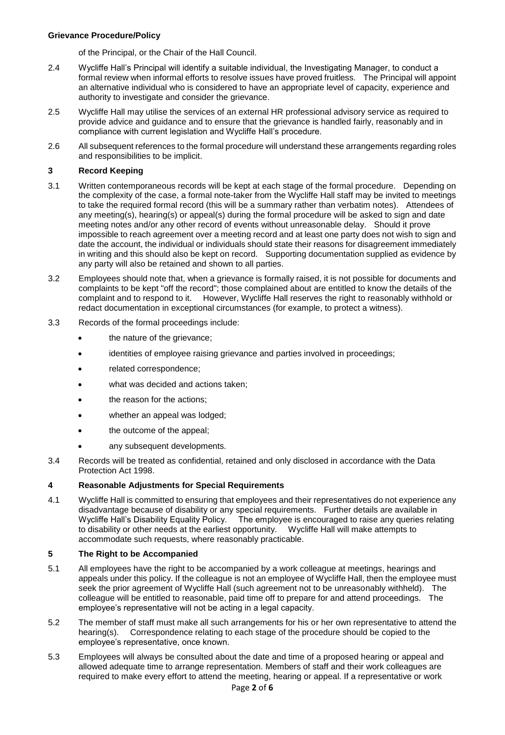of the Principal, or the Chair of the Hall Council.

2.4 Wycliffe Hall's Principal will identify a suitable individual, the Investigating Manager, to conduct a formal review when informal efforts to resolve issues have proved fruitless. The Principal will appoint an alternative individual who is considered to have an appropriate level of capacity, experience and authority to investigate and consider the grievance.

2.5 Wycliffe Hall may utilise the services of an external HR professional advisory service as required to provide advice and guidance and to ensure that the grievance is handled fairly, reasonably and in compliance with current legislation and Wycliffe Hall's procedure.

2.6 All subsequent references to the formal procedure will understand these arrangements regarding roles and responsibilities to be implicit.

## 3 Record Keeping

3.1 Written contemporaneous records will be kept at each stage of the formal procedure. Depending on the complexity of the case, a formal note-taker from the Wycliffe Hall staff may be invited to meetings to take the required formal record (this will be a summary rather than verbatim notes). Attendees of any meeting(s), hearing(s) or appeal(s) during the formal procedure will be asked to sign and date meeting notes and/or any other record of events without unreasonable delay. Should it prove impossible to reach agreement over a meeting record and at least one party does not wish to sign and date the account, the individual or individuals should state their reasons for disagreement immediately in writing and this should also be kept on record. Supporting documentation supplied as evidence by any party will also be retained and shown to all parties.

3.2 Employees should note that, when a grievance is formally raised, it is not possible for documents and complaints to be kept "off the record"; those complained about are entitled to know the details of the complaint and to respond to it. However, Wycliffe Hall reserves the right to reasonably withhold or redact documentation in exceptional circumstances (for example, to protect a witness).

3.3 Records of the formal proceedings include:

- the nature of the grievance;
- identities of employee raising grievance and parties involved in proceedings;
- related correspondence;
- what was decided and actions taken;
- the reason for the actions;
- whether an appeal was lodged;
- the outcome of the appeal;
- any subsequent developments.

3.4 Records will be treated as confidential, retained and only disclosed in accordance with the Data Protection Act 1998.

## 4 Reasonable Adjustments for Special Requirements

4.1 Wycliffe Hall is committed to ensuring that employees and their representatives do not experience any disadvantage because of disability or any special requirements. Further details are available in Wycliffe Hall's Disability Equality Policy. The employee is encouraged to raise any queries relating to disability or other needs at the earliest opportunity. Wycliffe Hall will make attempts to accommodate such requests, where reasonably practicable.

## 5 The Right to be Accompanied

5.1 All employees have the right to be accompanied by a work colleague at meetings, hearings and appeals under this policy. If the colleague is not an employee of Wycliffe Hall, then the employee must seek the prior agreement of Wycliffe Hall (such agreement not to be unreasonably withheld). The colleague will be entitled to reasonable, paid time off to prepare for and attend proceedings. The employee's representative will not be acting in a legal capacity.

5.2 The member of staff must make all such arrangements for his or her own representative to attend the hearing(s). Correspondence relating to each stage of the procedure should be copied to the employee's representative, once known.

5.3 Employees will always be consulted about the date and time of a proposed hearing or appeal and allowed adequate time to arrange representation. Members of staff and their work colleagues are required to make every effort to attend the meeting, hearing or appeal. If a representative or work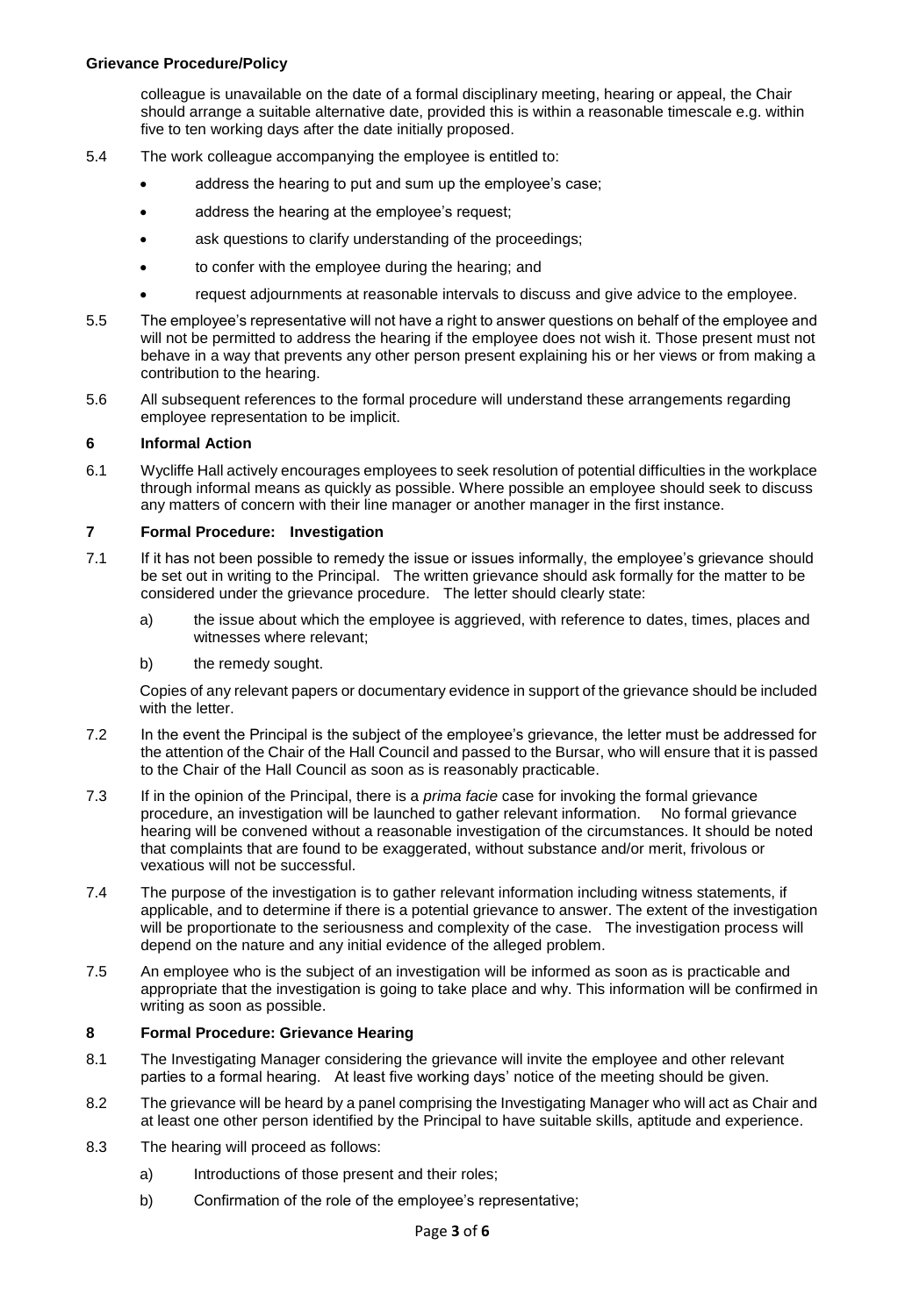colleague is unavailable on the date of a formal disciplinary meeting, hearing or appeal, the Chair should arrange a suitable alternative date, provided this is within a reasonable timescale e.g. within five to ten working days after the date initially proposed.

5.4 The work colleague accompanying the employee is entitled to:

- address the hearing to put and sum up the employee's case;
- address the hearing at the employee's request;
- ask questions to clarify understanding of the proceedings;
- to confer with the employee during the hearing; and
- request adjournments at reasonable intervals to discuss and give advice to the employee.

5.5 The employee's representative will not have a right to answer questions on behalf of the employee and will not be permitted to address the hearing if the employee does not wish it. Those present must not behave in a way that prevents any other person present explaining his or her views or from making a contribution to the hearing.

5.6 All subsequent references to the formal procedure will understand these arrangements regarding employee representation to be implicit.

## 6 Informal Action

6.1 Wycliffe Hall actively encourages employees to seek resolution of potential difficulties in the workplace through informal means as quickly as possible. Where possible an employee should seek to discuss any matters of concern with their line manager or another manager in the first instance.

## 7 Formal Procedure: Investigation

7.1 If it has not been possible to remedy the issue or issues informally, the employee's grievance should be set out in writing to the Principal. The written grievance should ask formally for the matter to be considered under the grievance procedure. The letter should clearly state:

a) the issue about which the employee is aggrieved, with reference to dates, times, places and witnesses where relevant;

b) the remedy sought.

Copies of any relevant papers or documentary evidence in support of the grievance should be included with the letter.

7.2 In the event the Principal is the subject of the employee's grievance, the letter must be addressed for the attention of the Chair of the Hall Council and passed to the Bursar, who will ensure that it is passed to the Chair of the Hall Council as soon as is reasonably practicable.

7.3 If in the opinion of the Principal, there is a *prima facie* case for invoking the formal grievance procedure, an investigation will be launched to gather relevant information. No formal grievance hearing will be convened without a reasonable investigation of the circumstances. It should be noted that complaints that are found to be exaggerated, without substance and/or merit, frivolous or vexatious will not be successful.

7.4 The purpose of the investigation is to gather relevant information including witness statements, if applicable, and to determine if there is a potential grievance to answer. The extent of the investigation will be proportionate to the seriousness and complexity of the case. The investigation process will depend on the nature and any initial evidence of the alleged problem.

7.5 An employee who is the subject of an investigation will be informed as soon as is practicable and appropriate that the investigation is going to take place and why. This information will be confirmed in writing as soon as possible.

## 8 Formal Procedure: Grievance Hearing

8.1 The Investigating Manager considering the grievance will invite the employee and other relevant parties to a formal hearing. At least five working days' notice of the meeting should be given.

8.2 The grievance will be heard by a panel comprising the Investigating Manager who will act as Chair and at least one other person identified by the Principal to have suitable skills, aptitude and experience.

8.3 The hearing will proceed as follows:

a) Introductions of those present and their roles;

b) Confirmation of the role of the employee's representative;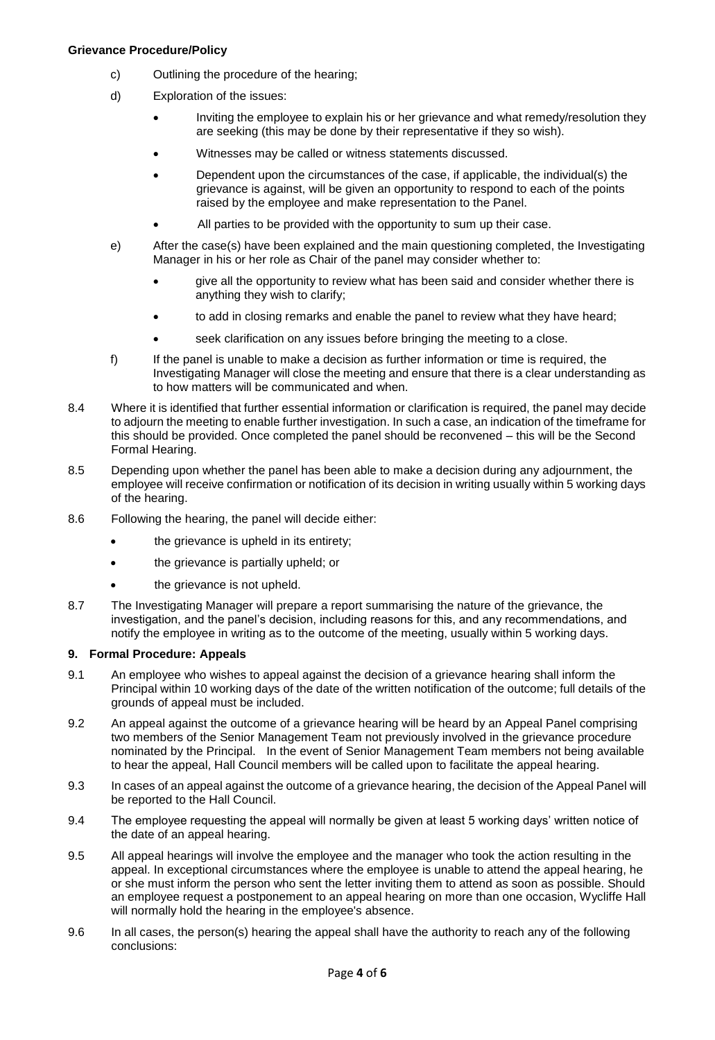c) Outlining the procedure of the hearing;

d) Exploration of the issues:

- Inviting the employee to explain his or her grievance and what remedy/resolution they are seeking (this may be done by their representative if they so wish).
- Witnesses may be called or witness statements discussed.
- Dependent upon the circumstances of the case, if applicable, the individual(s) the grievance is against, will be given an opportunity to respond to each of the points raised by the employee and make representation to the Panel.
- All parties to be provided with the opportunity to sum up their case.

e) After the case(s) have been explained and the main questioning completed, the Investigating Manager in his or her role as Chair of the panel may consider whether to:

- give all the opportunity to review what has been said and consider whether there is anything they wish to clarify;
- to add in closing remarks and enable the panel to review what they have heard;
- seek clarification on any issues before bringing the meeting to a close.

f) If the panel is unable to make a decision as further information or time is required, the Investigating Manager will close the meeting and ensure that there is a clear understanding as to how matters will be communicated and when.

8.4 Where it is identified that further essential information or clarification is required, the panel may decide to adjourn the meeting to enable further investigation. In such a case, an indication of the timeframe for this should be provided. Once completed the panel should be reconvened – this will be the Second Formal Hearing.

8.5 Depending upon whether the panel has been able to make a decision during any adjournment, the employee will receive confirmation or notification of its decision in writing usually within 5 working days of the hearing.

8.6 Following the hearing, the panel will decide either:

- the grievance is upheld in its entirety;
- the grievance is partially upheld; or
- the grievance is not upheld.

8.7 The Investigating Manager will prepare a report summarising the nature of the grievance, the investigation, and the panel's decision, including reasons for this, and any recommendations, and notify the employee in writing as to the outcome of the meeting, usually within 5 working days.

## 9. Formal Procedure: Appeals

9.1 An employee who wishes to appeal against the decision of a grievance hearing shall inform the Principal within 10 working days of the date of the written notification of the outcome; full details of the grounds of appeal must be included.

9.2 An appeal against the outcome of a grievance hearing will be heard by an Appeal Panel comprising two members of the Senior Management Team not previously involved in the grievance procedure nominated by the Principal. In the event of Senior Management Team members not being available to hear the appeal, Hall Council members will be called upon to facilitate the appeal hearing.

9.3 In cases of an appeal against the outcome of a grievance hearing, the decision of the Appeal Panel will be reported to the Hall Council.

9.4 The employee requesting the appeal will normally be given at least 5 working days' written notice of the date of an appeal hearing.

9.5 All appeal hearings will involve the employee and the manager who took the action resulting in the appeal. In exceptional circumstances where the employee is unable to attend the appeal hearing, he or she must inform the person who sent the letter inviting them to attend as soon as possible. Should an employee request a postponement to an appeal hearing on more than one occasion, Wycliffe Hall will normally hold the hearing in the employee's absence.

9.6 In all cases, the person(s) hearing the appeal shall have the authority to reach any of the following conclusions: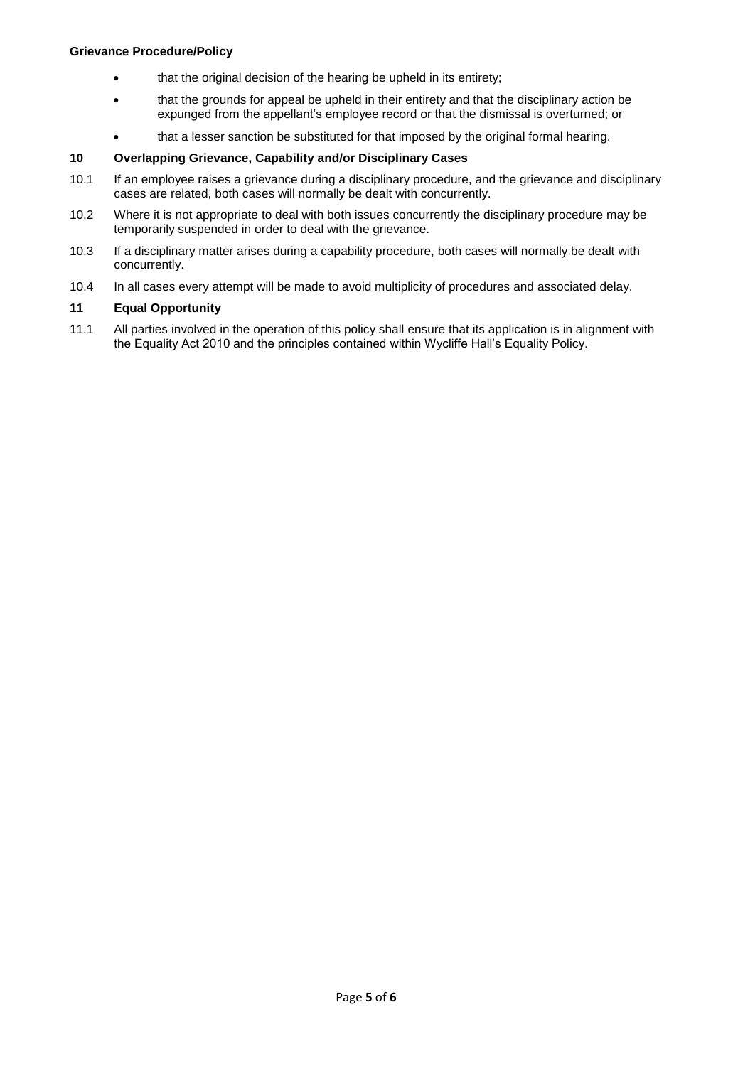- that the original decision of the hearing be upheld in its entirety;
- that the grounds for appeal be upheld in their entirety and that the disciplinary action be expunged from the appellant's employee record or that the dismissal is overturned; or
- that a lesser sanction be substituted for that imposed by the original formal hearing.

## 10 Overlapping Grievance, Capability and/or Disciplinary Cases

10.1 If an employee raises a grievance during a disciplinary procedure, and the grievance and disciplinary cases are related, both cases will normally be dealt with concurrently.

10.2 Where it is not appropriate to deal with both issues concurrently the disciplinary procedure may be temporarily suspended in order to deal with the grievance.

10.3 If a disciplinary matter arises during a capability procedure, both cases will normally be dealt with concurrently.

10.4 In all cases every attempt will be made to avoid multiplicity of procedures and associated delay.

## 11 Equal Opportunity

11.1 All parties involved in the operation of this policy shall ensure that its application is in alignment with the Equality Act 2010 and the principles contained within Wycliffe Hall's Equality Policy.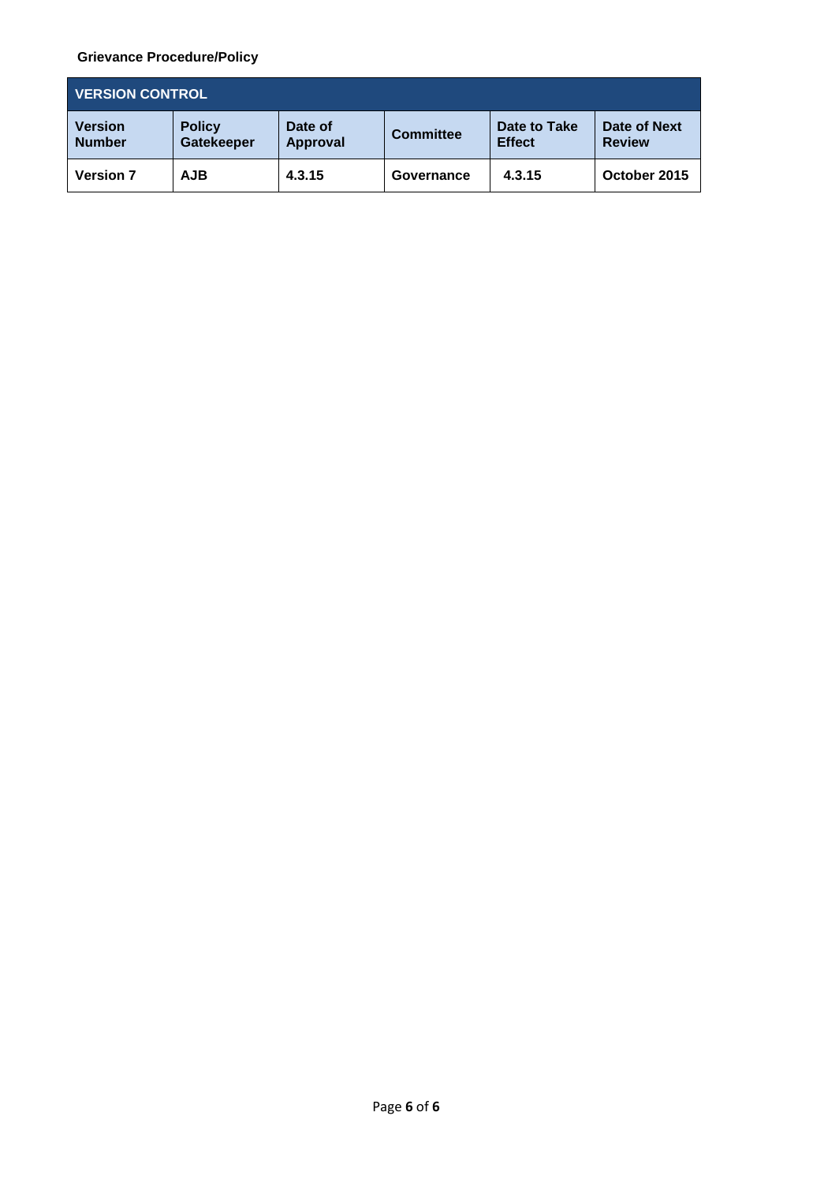**Grievance Procedure/Policy**

| VERSION CONTROL | | | | | |
|---|---|---|---|---|---|
| **Version Number** | **Policy Gatekeeper** | **Date of Approval** | **Committee** | **Date to Take Effect** | **Date of Next Review** |
| **Version 7** | **AJB** | **4.3.15** | **Governance** | **4.3.15** | **October 2015** |